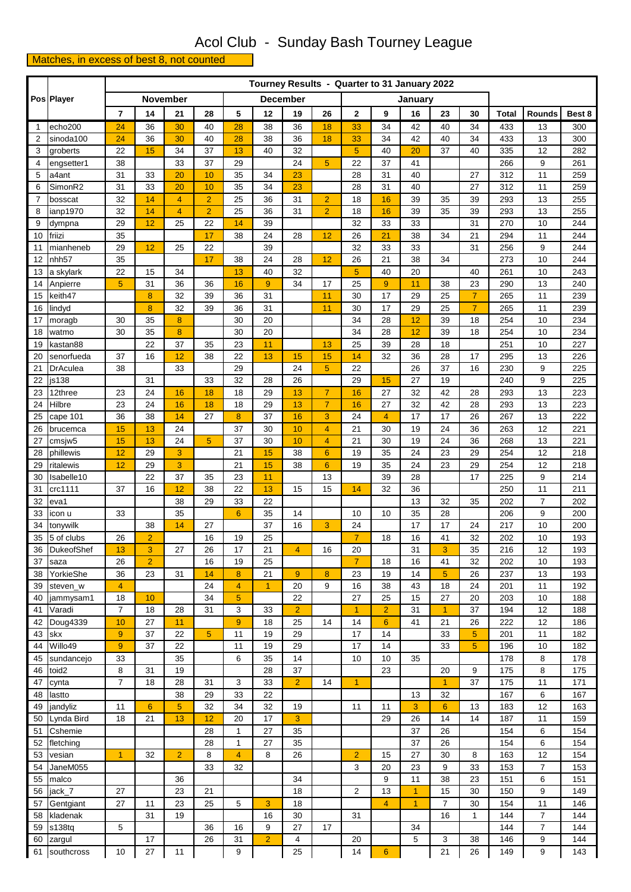# Acol Club - Sunday Bash Tourney League

Matches, in excess of best 8, not counted

| Pos | Player | Tourney Results - Quarter to 31 January 2022 | | | | | | | | | | | | | | | |
|---|---|---|---|---|---|---|---|---|---|---|---|---|---|---|---|---|---|
| | | November | | | | December | | | | January | | | | | | | |
| | | 7 | 14 | 21 | 28 | 5 | 12 | 19 | 26 | 2 | 9 | 16 | 23 | 30 | Total | Rounds | Best 8 |
| 1 | echo200 | 24 | 36 | 30 | 40 | 28 | 38 | 36 | 18 | 33 | 34 | 42 | 40 | 34 | 433 | 13 | 300 |
| 2 | sinoda100 | 24 | 36 | 30 | 40 | 28 | 38 | 36 | 18 | 33 | 34 | 42 | 40 | 34 | 433 | 13 | 300 |
| 3 | groberts | 22 | 15 | 34 | 37 | 13 | 40 | 32 | | 5 | 40 | 20 | 37 | 40 | 335 | 12 | 282 |
| 4 | engsetter1 | 38 | | 33 | 37 | 29 | | 24 | 5 | 22 | 37 | 41 | | | 266 | 9 | 261 |
| 5 | a4ant | 31 | 33 | 20 | 10 | 35 | 34 | 23 | | 28 | 31 | 40 | | 27 | 312 | 11 | 259 |
| 6 | SimonR2 | 31 | 33 | 20 | 10 | 35 | 34 | 23 | | 28 | 31 | 40 | | 27 | 312 | 11 | 259 |
| 7 | bosscat | 32 | 14 | 4 | 2 | 25 | 36 | 31 | 2 | 18 | 16 | 39 | 35 | 39 | 293 | 13 | 255 |
| 8 | ianp1970 | 32 | 14 | 4 | 2 | 25 | 36 | 31 | 2 | 18 | 16 | 39 | 35 | 39 | 293 | 13 | 255 |
| 9 | dympna | 29 | 12 | 25 | 22 | 14 | 39 | | | 32 | 33 | 33 | | 31 | 270 | 10 | 244 |
| 10 | friizi | 35 | | | 17 | 38 | 24 | 28 | 12 | 26 | 21 | 38 | 34 | 21 | 294 | 11 | 244 |
| 11 | mianheneb | 29 | 12 | 25 | 22 | | 39 | | | 32 | 33 | 33 | | 31 | 256 | 9 | 244 |
| 12 | nhh57 | 35 | | | 17 | 38 | 24 | 28 | 12 | 26 | 21 | 38 | 34 | | 273 | 10 | 244 |
| 13 | a skylark | 22 | 15 | 34 | | 13 | 40 | 32 | | 5 | 40 | 20 | | 40 | 261 | 10 | 243 |
| 14 | Anpierre | 5 | 31 | 36 | 36 | 16 | 9 | 34 | 17 | 25 | 9 | 11 | 38 | 23 | 290 | 13 | 240 |
| 15 | keith47 | | 8 | 32 | 39 | 36 | 31 | | 11 | 30 | 17 | 29 | 25 | 7 | 265 | 11 | 239 |
| 16 | lindyd | | 8 | 32 | 39 | 36 | 31 | | 11 | 30 | 17 | 29 | 25 | 7 | 265 | 11 | 239 |
| 17 | moragb | 30 | 35 | 8 | | 30 | 20 | | | 34 | 28 | 12 | 39 | 18 | 254 | 10 | 234 |
| 18 | watmo | 30 | 35 | 8 | | 30 | 20 | | | 34 | 28 | 12 | 39 | 18 | 254 | 10 | 234 |
| 19 | kastan88 | | 22 | 37 | 35 | 23 | 11 | | 13 | 25 | 39 | 28 | 18 | | 251 | 10 | 227 |
| 20 | senorfueda | 37 | 16 | 12 | 38 | 22 | 13 | 15 | 15 | 14 | 32 | 36 | 28 | 17 | 295 | 13 | 226 |
| 21 | DrAculea | 38 | | 33 | | 29 | | 24 | 5 | 22 | | 26 | 37 | 16 | 230 | 9 | 225 |
| 22 | js138 | | 31 | | 33 | 32 | 28 | 26 | | 29 | 15 | 27 | 19 | | 240 | 9 | 225 |
| 23 | 12three | 23 | 24 | 16 | 18 | 18 | 29 | 13 | 7 | 16 | 27 | 32 | 42 | 28 | 293 | 13 | 223 |
| 24 | Hilbre | 23 | 24 | 16 | 18 | 18 | 29 | 13 | 7 | 16 | 27 | 32 | 42 | 28 | 293 | 13 | 223 |
| 25 | cape 101 | 36 | 38 | 14 | 27 | 8 | 37 | 16 | 3 | 24 | 4 | 17 | 17 | 26 | 267 | 13 | 222 |
| 26 | brucemca | 15 | 13 | 24 | | 37 | 30 | 10 | 4 | 21 | 30 | 19 | 24 | 36 | 263 | 12 | 221 |
| 27 | cmsjw5 | 15 | 13 | 24 | 5 | 37 | 30 | 10 | 4 | 21 | 30 | 19 | 24 | 36 | 268 | 13 | 221 |
| 28 | phillewis | 12 | 29 | 3 | | 21 | 15 | 38 | 6 | 19 | 35 | 24 | 23 | 29 | 254 | 12 | 218 |
| 29 | ritalewis | 12 | 29 | 3 | | 21 | 15 | 38 | 6 | 19 | 35 | 24 | 23 | 29 | 254 | 12 | 218 |
| 30 | Isabelle10 | | 22 | 37 | 35 | 23 | 11 | | 13 | | 39 | 28 | | 17 | 225 | 9 | 214 |
| 31 | crc1111 | 37 | 16 | 12 | 38 | 22 | 13 | 15 | 15 | 14 | 32 | 36 | | | 250 | 11 | 211 |
| 32 | eva1 | | | 38 | 29 | 33 | 22 | | | | | 13 | 32 | 35 | 202 | 7 | 202 |
| 33 | icon u | 33 | | 35 | | 6 | 35 | 14 | | 10 | 10 | 35 | 28 | | 206 | 9 | 200 |
| 34 | tonywilk | | 38 | 14 | 27 | | 37 | 16 | 3 | 24 | | 17 | 17 | 24 | 217 | 10 | 200 |
| 35 | 5 of clubs | 26 | 2 | | 16 | 19 | 25 | | | 7 | 18 | 16 | 41 | 32 | 202 | 10 | 193 |
| 36 | DukeofShef | 13 | 3 | 27 | 26 | 17 | 21 | 4 | 16 | 20 | | 31 | 3 | 35 | 216 | 12 | 193 |
| 37 | saza | 26 | 2 | | 16 | 19 | 25 | | | 7 | 18 | 16 | 41 | 32 | 202 | 10 | 193 |
| 38 | YorkieShe | 36 | 23 | 31 | 14 | 8 | 21 | 9 | 8 | 23 | 19 | 14 | 5 | 26 | 237 | 13 | 193 |
| 39 | steven_w | 4 | | | 24 | 4 | 1 | 20 | 9 | 16 | 38 | 43 | 18 | 24 | 201 | 11 | 192 |
| 40 | jammysam1 | 18 | 10 | | 34 | 5 | | 22 | | 27 | 25 | 15 | 27 | 20 | 203 | 10 | 188 |
| 41 | Varadi | 7 | 18 | 28 | 31 | 3 | 33 | 2 | | 1 | 2 | 31 | 1 | 37 | 194 | 12 | 188 |
| 42 | Doug4339 | 10 | 27 | 11 | | 9 | 18 | 25 | 14 | 14 | 6 | 41 | 21 | 26 | 222 | 12 | 186 |
| 43 | skx | 9 | 37 | 22 | 5 | 11 | 19 | 29 | | 17 | 14 | | 33 | 5 | 201 | 11 | 182 |
| 44 | Willo49 | 9 | 37 | 22 | | 11 | 19 | 29 | | 17 | 14 | | 33 | 5 | 196 | 10 | 182 |
| 45 | sundancejo | 33 | | 35 | | 6 | 35 | 14 | | 10 | 10 | 35 | | | 178 | 8 | 178 |
| 46 | toid2 | 8 | 31 | 19 | | | 28 | 37 | | | 23 | | 20 | 9 | 175 | 8 | 175 |
| 47 | cynta | 7 | 18 | 28 | 31 | 3 | 33 | 2 | 14 | 1 | | | 1 | 37 | 175 | 11 | 171 |
| 48 | lastto | | | 38 | 29 | 33 | 22 | | | | | 13 | 32 | | 167 | 6 | 167 |
| 49 | jandyliz | 11 | 6 | 5 | 32 | 34 | 32 | 19 | | 11 | 11 | 3 | 6 | 13 | 183 | 12 | 163 |
| 50 | Lynda Bird | 18 | 21 | 13 | 12 | 20 | 17 | 3 | | | 29 | 26 | 14 | 14 | 187 | 11 | 159 |
| 51 | Cshemie | | | | 28 | 1 | 27 | 35 | | | | 37 | 26 | | 154 | 6 | 154 |
| 52 | fletching | | | | 28 | 1 | 27 | 35 | | | | 37 | 26 | | 154 | 6 | 154 |
| 53 | vesian | 1 | 32 | 2 | 8 | 4 | 8 | 26 | | 2 | 15 | 27 | 30 | 8 | 163 | 12 | 154 |
| 54 | JaneM055 | | | | 33 | 32 | | | | 3 | 20 | 23 | 9 | 33 | 153 | 7 | 153 |
| 55 | malco | | | 36 | | | | 34 | | | 9 | 11 | 38 | 23 | 151 | 6 | 151 |
| 56 | jack_7 | 27 | | 23 | 21 | | | 18 | | 2 | 13 | 1 | 15 | 30 | 150 | 9 | 149 |
| 57 | Gentgiant | 27 | 11 | 23 | 25 | 5 | 3 | 18 | | | 4 | 1 | 7 | 30 | 154 | 11 | 146 |
| 58 | kladenak | | 31 | 19 | | | 16 | 30 | | 31 | | | 16 | 1 | 144 | 7 | 144 |
| 59 | s138tq | 5 | | | 36 | 16 | 9 | 27 | 17 | | | 34 | | | 144 | 7 | 144 |
| 60 | zargul | | 17 | | 26 | 31 | 2 | 4 | | 20 | | 5 | 3 | 38 | 146 | 9 | 144 |
| 61 | southcross | 10 | 27 | 11 | | 9 | | 25 | | 14 | 6 | | 21 | 26 | 149 | 9 | 143 |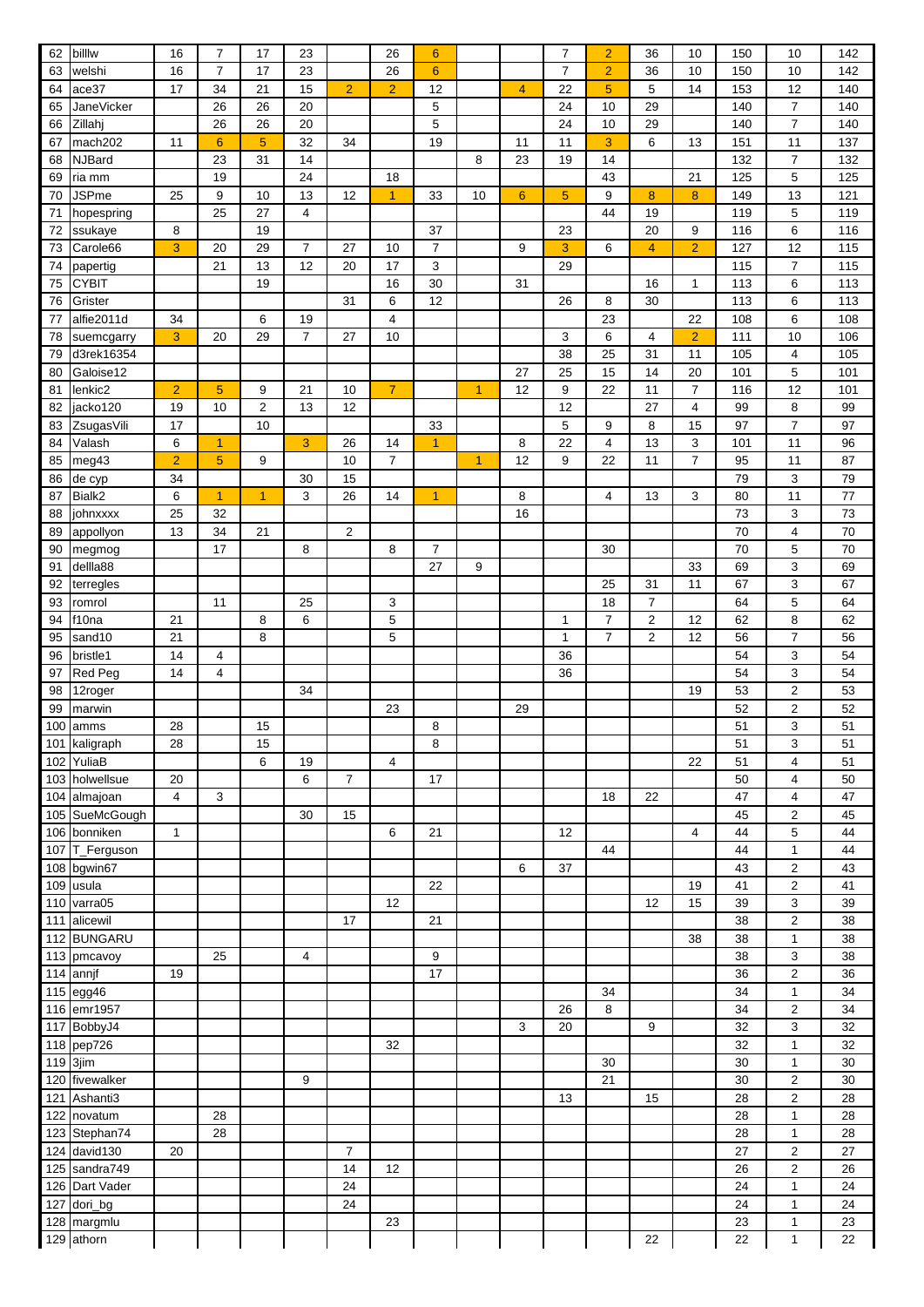| | | | | | | | | | | | | | | | | | |
|---|---|---|---|---|---|---|---|---|---|---|---|---|---|---|---|---|---|
| 62 | billlw | 16 | 7 | 17 | 23 | | 26 | 6 | | | 7 | 2 | 36 | 10 | 150 | 10 | 142 |
| 63 | welshi | 16 | 7 | 17 | 23 | | 26 | 6 | | | 7 | 2 | 36 | 10 | 150 | 10 | 142 |
| 64 | ace37 | 17 | 34 | 21 | 15 | 2 | 2 | 12 | | 4 | 22 | 5 | 5 | 14 | 153 | 12 | 140 |
| 65 | JaneVicker | | 26 | 26 | 20 | | | 5 | | | 24 | 10 | 29 | | 140 | 7 | 140 |
| 66 | Zillahj | | 26 | 26 | 20 | | | 5 | | | 24 | 10 | 29 | | 140 | 7 | 140 |
| 67 | mach202 | 11 | 6 | 5 | 32 | 34 | | 19 | | 11 | 11 | 3 | 6 | 13 | 151 | 11 | 137 |
| 68 | NJBard | | 23 | 31 | 14 | | | | 8 | 23 | 19 | 14 | | | 132 | 7 | 132 |
| 69 | ria mm | | 19 | | 24 | | 18 | | | | | 43 | | 21 | 125 | 5 | 125 |
| 70 | JSPme | 25 | 9 | 10 | 13 | 12 | 1 | 33 | 10 | 6 | 5 | 9 | 8 | 8 | 149 | 13 | 121 |
| 71 | hopespring | | 25 | 27 | 4 | | | | | | | 44 | 19 | | 119 | 5 | 119 |
| 72 | ssukaye | 8 | | 19 | | | | 37 | | | 23 | | 20 | 9 | 116 | 6 | 116 |
| 73 | Carole66 | 3 | 20 | 29 | 7 | 27 | 10 | 7 | | 9 | 3 | 6 | 4 | 2 | 127 | 12 | 115 |
| 74 | papertig | | 21 | 13 | 12 | 20 | 17 | 3 | | | 29 | | | | 115 | 7 | 115 |
| 75 | CYBIT | | | 19 | | | 16 | 30 | | 31 | | | 16 | 1 | 113 | 6 | 113 |
| 76 | Grister | | | | | 31 | 6 | 12 | | | 26 | 8 | 30 | | 113 | 6 | 113 |
| 77 | alfie2011d | 34 | | 6 | 19 | | 4 | | | | | 23 | | 22 | 108 | 6 | 108 |
| 78 | suemcgarry | 3 | 20 | 29 | 7 | 27 | 10 | | | | 3 | 6 | 4 | 2 | 111 | 10 | 106 |
| 79 | d3rek16354 | | | | | | | | | | 38 | 25 | 31 | 11 | 105 | 4 | 105 |
| 80 | Galoise12 | | | | | | | | | 27 | 25 | 15 | 14 | 20 | 101 | 5 | 101 |
| 81 | lenkic2 | 2 | 5 | 9 | 21 | 10 | 7 | | 1 | 12 | 9 | 22 | 11 | 7 | 116 | 12 | 101 |
| 82 | jacko120 | 19 | 10 | 2 | 13 | 12 | | | | | 12 | | 27 | 4 | 99 | 8 | 99 |
| 83 | ZsugasVili | 17 | | 10 | | | | 33 | | | 5 | 9 | 8 | 15 | 97 | 7 | 97 |
| 84 | Valash | 6 | 1 | | 3 | 26 | 14 | 1 | | 8 | 22 | 4 | 13 | 3 | 101 | 11 | 96 |
| 85 | meg43 | 2 | 5 | 9 | | 10 | 7 | | 1 | 12 | 9 | 22 | 11 | 7 | 95 | 11 | 87 |
| 86 | de cyp | 34 | | | 30 | 15 | | | | | | | | | 79 | 3 | 79 |
| 87 | Bialk2 | 6 | 1 | 1 | 3 | 26 | 14 | 1 | | 8 | | 4 | 13 | 3 | 80 | 11 | 77 |
| 88 | johnxxxx | 25 | 32 | | | | | | | 16 | | | | | 73 | 3 | 73 |
| 89 | appollyon | 13 | 34 | 21 | | 2 | | | | | | | | | 70 | 4 | 70 |
| 90 | megmog | | 17 | | 8 | | 8 | 7 | | | | 30 | | | 70 | 5 | 70 |
| 91 | dellla88 | | | | | | | 27 | 9 | | | | | 33 | 69 | 3 | 69 |
| 92 | terregles | | | | | | | | | | | 25 | 31 | 11 | 67 | 3 | 67 |
| 93 | romrol | | 11 | | 25 | | 3 | | | | | 18 | 7 | | 64 | 5 | 64 |
| 94 | f10na | 21 | | 8 | 6 | | 5 | | | | 1 | 7 | 2 | 12 | 62 | 8 | 62 |
| 95 | sand10 | 21 | | 8 | | | 5 | | | | 1 | 7 | 2 | 12 | 56 | 7 | 56 |
| 96 | bristle1 | 14 | 4 | | | | | | | | 36 | | | | 54 | 3 | 54 |
| 97 | Red Peg | 14 | 4 | | | | | | | | 36 | | | | 54 | 3 | 54 |
| 98 | 12roger | | | | 34 | | | | | | | | | 19 | 53 | 2 | 53 |
| 99 | marwin | | | | | | 23 | | | 29 | | | | | 52 | 2 | 52 |
| 100 | amms | 28 | | 15 | | | | 8 | | | | | | | 51 | 3 | 51 |
| 101 | kaligraph | 28 | | 15 | | | | 8 | | | | | | | 51 | 3 | 51 |
| 102 | YuliaB | | | 6 | 19 | | 4 | | | | | | | 22 | 51 | 4 | 51 |
| 103 | holwellsue | 20 | | | 6 | 7 | | 17 | | | | | | | 50 | 4 | 50 |
| 104 | almajoan | 4 | 3 | | | | | | | | | 18 | 22 | | 47 | 4 | 47 |
| 105 | SueMcGough | | | | 30 | 15 | | | | | | | | | 45 | 2 | 45 |
| 106 | bonniken | 1 | | | | | 6 | 21 | | | 12 | | | 4 | 44 | 5 | 44 |
| 107 | T_Ferguson | | | | | | | | | | | 44 | | | 44 | 1 | 44 |
| 108 | bgwin67 | | | | | | | | | 6 | 37 | | | | 43 | 2 | 43 |
| 109 | usula | | | | | | | 22 | | | | | | 19 | 41 | 2 | 41 |
| 110 | varra05 | | | | | | 12 | | | | | | 12 | 15 | 39 | 3 | 39 |
| 111 | alicewil | | | | | 17 | | 21 | | | | | | | 38 | 2 | 38 |
| 112 | BUNGARU | | | | | | | | | | | | | 38 | 38 | 1 | 38 |
| 113 | pmcavoy | | 25 | | 4 | | | 9 | | | | | | | 38 | 3 | 38 |
| 114 | annjf | 19 | | | | | | 17 | | | | | | | 36 | 2 | 36 |
| 115 | egg46 | | | | | | | | | | | 34 | | | 34 | 1 | 34 |
| 116 | emr1957 | | | | | | | | | | 26 | 8 | | | 34 | 2 | 34 |
| 117 | BobbyJ4 | | | | | | | | | 3 | 20 | | 9 | | 32 | 3 | 32 |
| 118 | pep726 | | | | | | 32 | | | | | | | | 32 | 1 | 32 |
| 119 | 3jim | | | | | | | | | | | 30 | | | 30 | 1 | 30 |
| 120 | fivewalker | | | | 9 | | | | | | | 21 | | | 30 | 2 | 30 |
| 121 | Ashanti3 | | | | | | | | | | 13 | | 15 | | 28 | 2 | 28 |
| 122 | novatum | | 28 | | | | | | | | | | | | 28 | 1 | 28 |
| 123 | Stephan74 | | 28 | | | | | | | | | | | | 28 | 1 | 28 |
| 124 | david130 | 20 | | | | 7 | | | | | | | | | 27 | 2 | 27 |
| 125 | sandra749 | | | | | 14 | 12 | | | | | | | | 26 | 2 | 26 |
| 126 | Dart Vader | | | | | 24 | | | | | | | | | 24 | 1 | 24 |
| 127 | dori_bg | | | | | 24 | | | | | | | | | 24 | 1 | 24 |
| 128 | margmlu | | | | | | 23 | | | | | | | | 23 | 1 | 23 |
| 129 | athorn | | | | | | | | | | | | 22 | | 22 | 1 | 22 |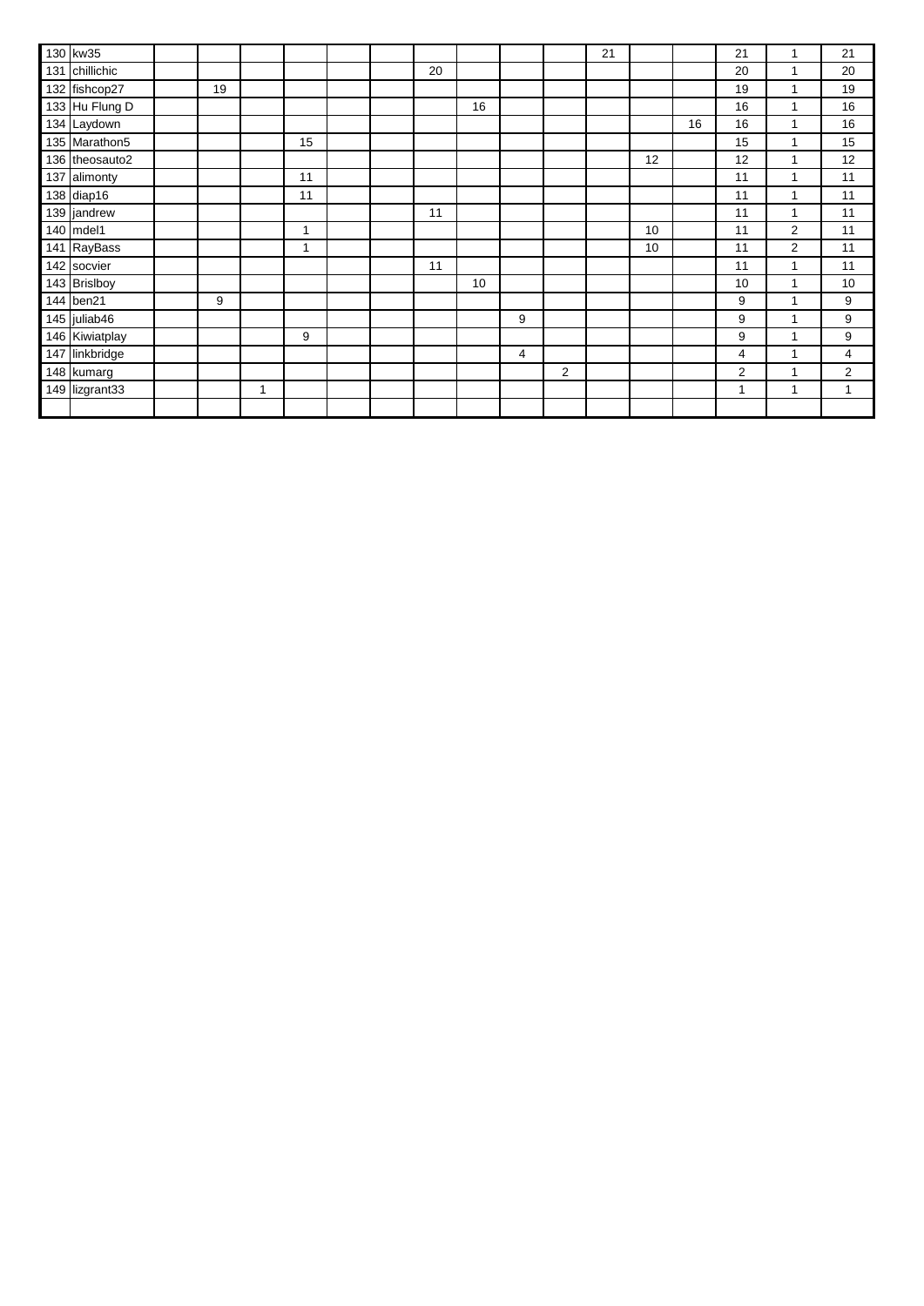| | | | | | | | | | | | | | | | | | |
|---|---|---|---|---|---|---|---|---|---|---|---|---|---|---|---|---|---|
| 130 | kw35 | | | | | | | | | | | 21 | | | 21 | 1 | 21 |
| 131 | chillichic | | | | | | | 20 | | | | | | | 20 | 1 | 20 |
| 132 | fishcop27 | | 19 | | | | | | | | | | | | 19 | 1 | 19 |
| 133 | Hu Flung D | | | | | | | | 16 | | | | | | 16 | 1 | 16 |
| 134 | Laydown | | | | | | | | | | | | | 16 | 16 | 1 | 16 |
| 135 | Marathon5 | | | | 15 | | | | | | | | | | 15 | 1 | 15 |
| 136 | theosauto2 | | | | | | | | | | | | 12 | | 12 | 1 | 12 |
| 137 | alimonty | | | | 11 | | | | | | | | | | 11 | 1 | 11 |
| 138 | diap16 | | | | 11 | | | | | | | | | | 11 | 1 | 11 |
| 139 | jandrew | | | | | | | 11 | | | | | | | 11 | 1 | 11 |
| 140 | mdel1 | | | | 1 | | | | | | | | 10 | | 11 | 2 | 11 |
| 141 | RayBass | | | | 1 | | | | | | | | 10 | | 11 | 2 | 11 |
| 142 | socvier | | | | | | | 11 | | | | | | | 11 | 1 | 11 |
| 143 | Brislboy | | | | | | | | 10 | | | | | | 10 | 1 | 10 |
| 144 | ben21 | | 9 | | | | | | | | | | | | 9 | 1 | 9 |
| 145 | juliab46 | | | | | | | | | 9 | | | | | 9 | 1 | 9 |
| 146 | Kiwiatplay | | | | 9 | | | | | | | | | | 9 | 1 | 9 |
| 147 | linkbridge | | | | | | | | | 4 | | | | | 4 | 1 | 4 |
| 148 | kumarg | | | | | | | | | | 2 | | | | 2 | 1 | 2 |
| 149 | lizgrant33 | | | 1 | | | | | | | | | | | 1 | 1 | 1 |
| | | | | | | | | | | | | | | | | | |